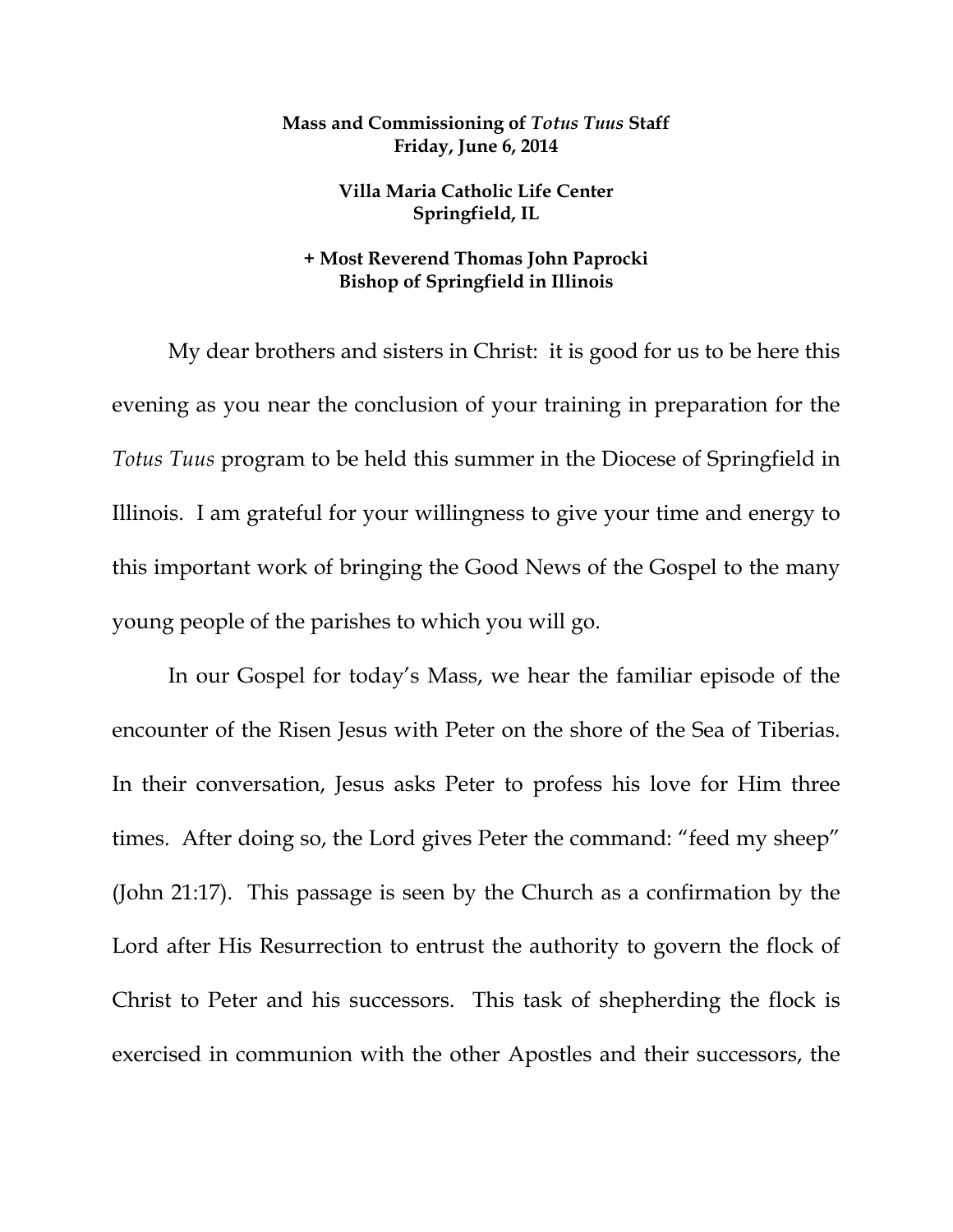**Mass and Commissioning of *Totus Tuus* Staff**
**Friday, June 6, 2014**

**Villa Maria Catholic Life Center**
**Springfield, IL**

**+ Most Reverend Thomas John Paprocki**
**Bishop of Springfield in Illinois**

My dear brothers and sisters in Christ: it is good for us to be here this evening as you near the conclusion of your training in preparation for the *Totus Tuus* program to be held this summer in the Diocese of Springfield in Illinois. I am grateful for your willingness to give your time and energy to this important work of bringing the Good News of the Gospel to the many young people of the parishes to which you will go.

In our Gospel for today's Mass, we hear the familiar episode of the encounter of the Risen Jesus with Peter on the shore of the Sea of Tiberias. In their conversation, Jesus asks Peter to profess his love for Him three times. After doing so, the Lord gives Peter the command: "feed my sheep" (John 21:17). This passage is seen by the Church as a confirmation by the Lord after His Resurrection to entrust the authority to govern the flock of Christ to Peter and his successors. This task of shepherding the flock is exercised in communion with the other Apostles and their successors, the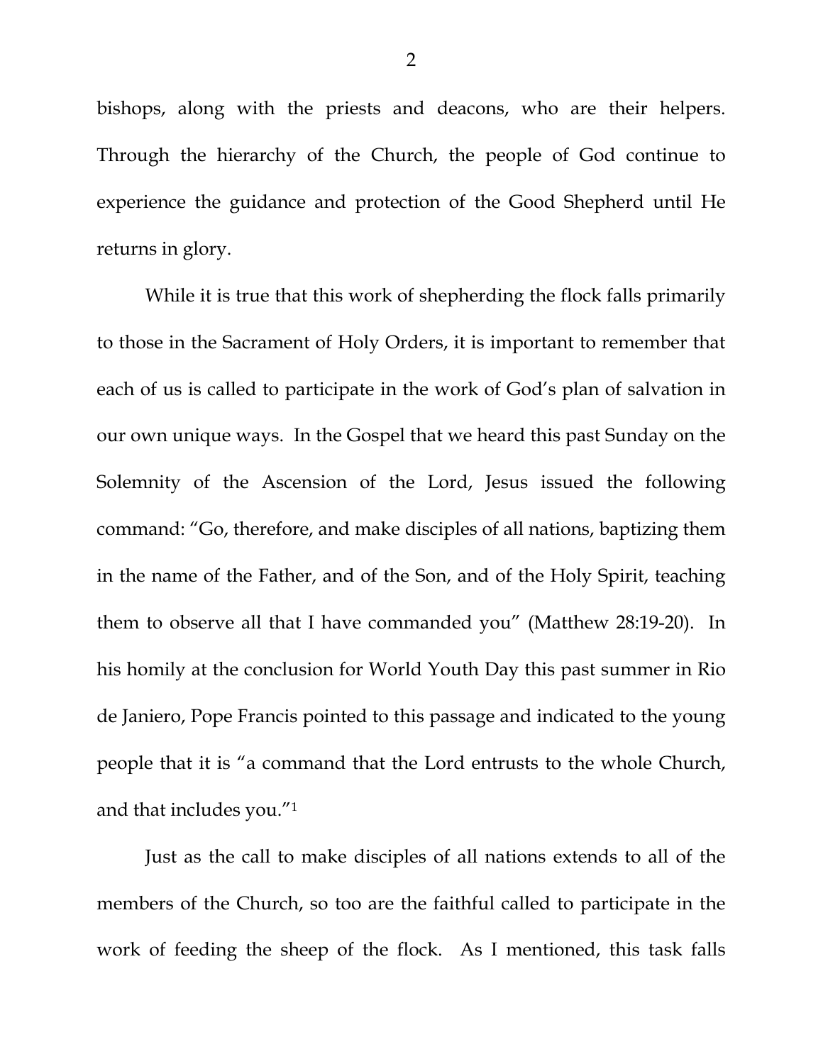bishops, along with the priests and deacons, who are their helpers. Through the hierarchy of the Church, the people of God continue to experience the guidance and protection of the Good Shepherd until He returns in glory.

While it is true that this work of shepherding the flock falls primarily to those in the Sacrament of Holy Orders, it is important to remember that each of us is called to participate in the work of God's plan of salvation in our own unique ways. In the Gospel that we heard this past Sunday on the Solemnity of the Ascension of the Lord, Jesus issued the following command: "Go, therefore, and make disciples of all nations, baptizing them in the name of the Father, and of the Son, and of the Holy Spirit, teaching them to observe all that I have commanded you" (Matthew 28:19-20). In his homily at the conclusion for World Youth Day this past summer in Rio de Janiero, Pope Francis pointed to this passage and indicated to the young people that it is "a command that the Lord entrusts to the whole Church, and that includes you."[1]

Just as the call to make disciples of all nations extends to all of the members of the Church, so too are the faithful called to participate in the work of feeding the sheep of the flock. As I mentioned, this task falls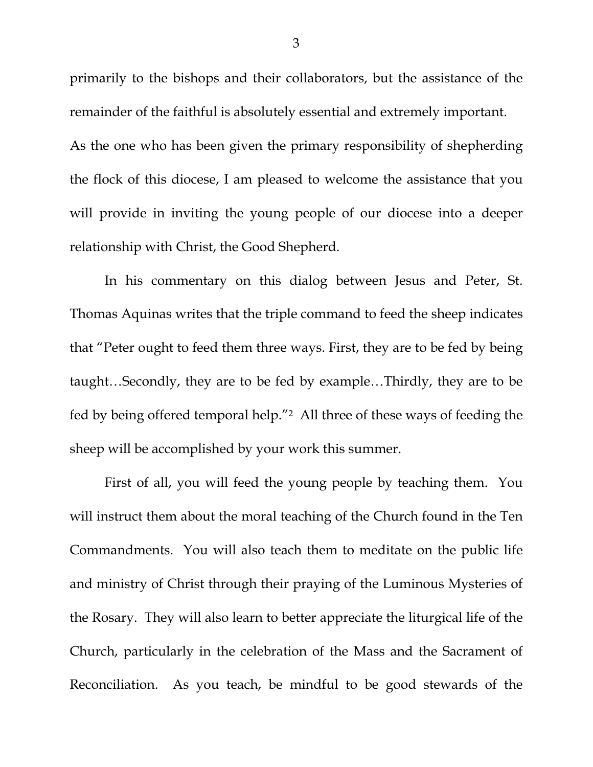primarily to the bishops and their collaborators, but the assistance of the remainder of the faithful is absolutely essential and extremely important. As the one who has been given the primary responsibility of shepherding the flock of this diocese, I am pleased to welcome the assistance that you will provide in inviting the young people of our diocese into a deeper relationship with Christ, the Good Shepherd.

In his commentary on this dialog between Jesus and Peter, St. Thomas Aquinas writes that the triple command to feed the sheep indicates that "Peter ought to feed them three ways. First, they are to be fed by being taught…Secondly, they are to be fed by example…Thirdly, they are to be fed by being offered temporal help."[2] All three of these ways of feeding the sheep will be accomplished by your work this summer.

First of all, you will feed the young people by teaching them. You will instruct them about the moral teaching of the Church found in the Ten Commandments. You will also teach them to meditate on the public life and ministry of Christ through their praying of the Luminous Mysteries of the Rosary. They will also learn to better appreciate the liturgical life of the Church, particularly in the celebration of the Mass and the Sacrament of Reconciliation. As you teach, be mindful to be good stewards of the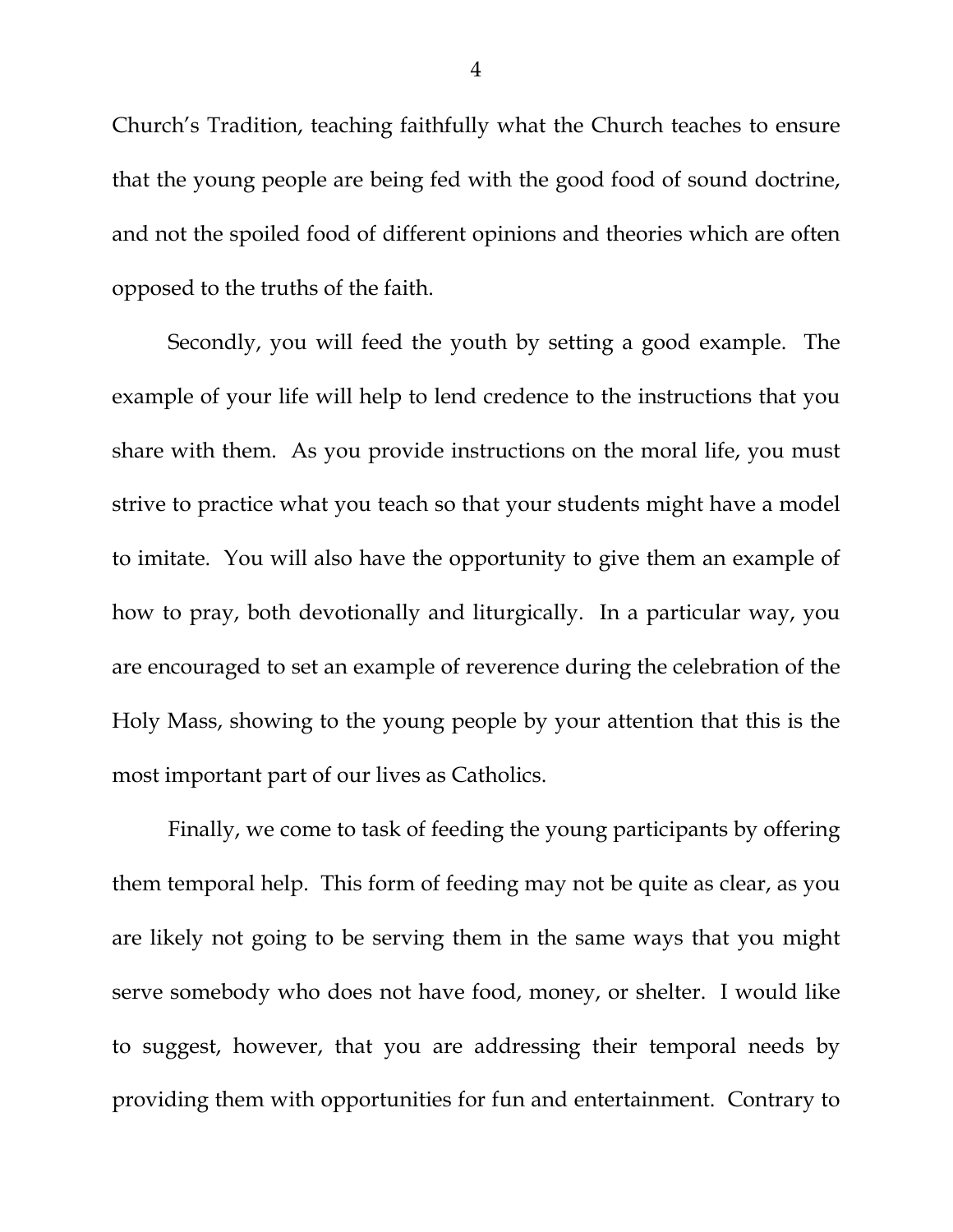Church's Tradition, teaching faithfully what the Church teaches to ensure that the young people are being fed with the good food of sound doctrine, and not the spoiled food of different opinions and theories which are often opposed to the truths of the faith.

Secondly, you will feed the youth by setting a good example. The example of your life will help to lend credence to the instructions that you share with them. As you provide instructions on the moral life, you must strive to practice what you teach so that your students might have a model to imitate. You will also have the opportunity to give them an example of how to pray, both devotionally and liturgically. In a particular way, you are encouraged to set an example of reverence during the celebration of the Holy Mass, showing to the young people by your attention that this is the most important part of our lives as Catholics.

Finally, we come to task of feeding the young participants by offering them temporal help. This form of feeding may not be quite as clear, as you are likely not going to be serving them in the same ways that you might serve somebody who does not have food, money, or shelter. I would like to suggest, however, that you are addressing their temporal needs by providing them with opportunities for fun and entertainment. Contrary to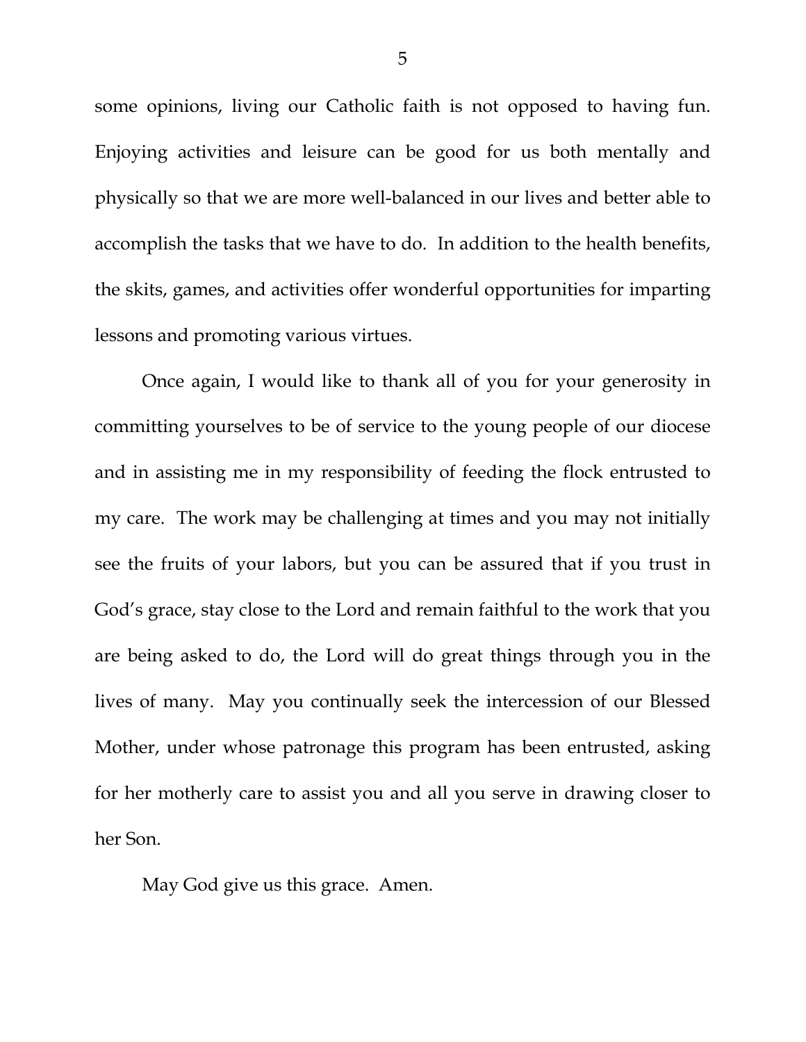some opinions, living our Catholic faith is not opposed to having fun. Enjoying activities and leisure can be good for us both mentally and physically so that we are more well-balanced in our lives and better able to accomplish the tasks that we have to do. In addition to the health benefits, the skits, games, and activities offer wonderful opportunities for imparting lessons and promoting various virtues.

Once again, I would like to thank all of you for your generosity in committing yourselves to be of service to the young people of our diocese and in assisting me in my responsibility of feeding the flock entrusted to my care. The work may be challenging at times and you may not initially see the fruits of your labors, but you can be assured that if you trust in God's grace, stay close to the Lord and remain faithful to the work that you are being asked to do, the Lord will do great things through you in the lives of many. May you continually seek the intercession of our Blessed Mother, under whose patronage this program has been entrusted, asking for her motherly care to assist you and all you serve in drawing closer to her Son.

May God give us this grace. Amen.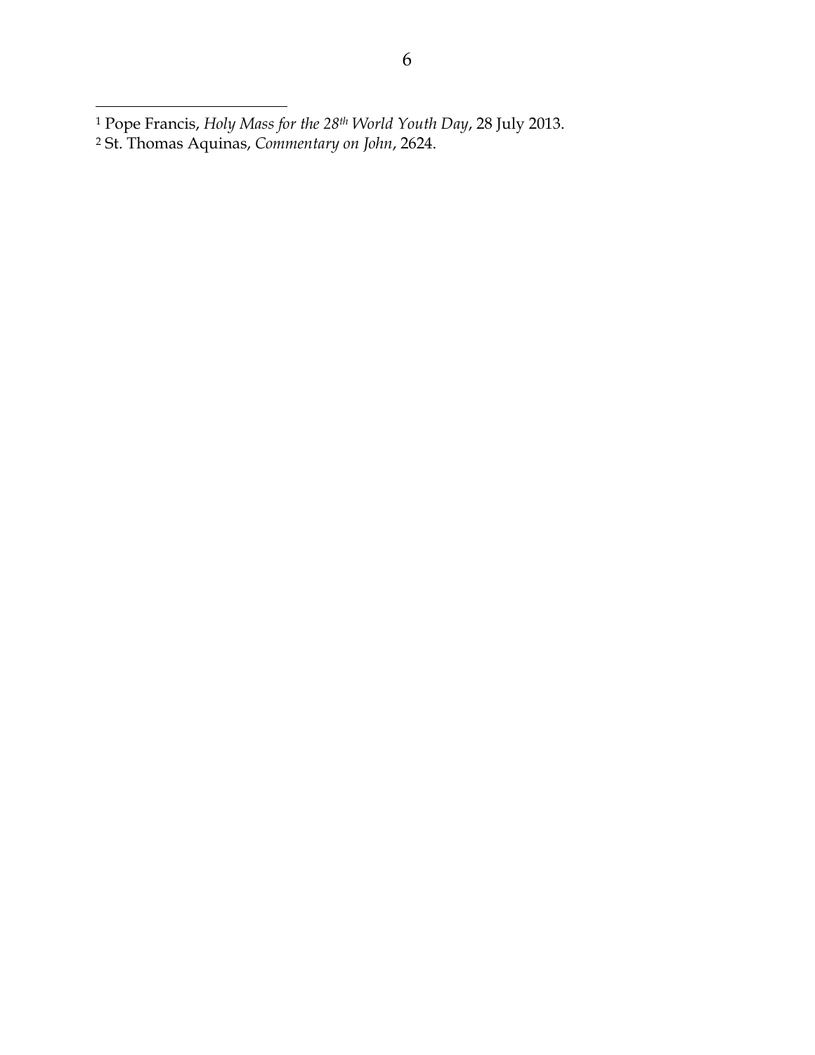[1] Pope Francis, *Holy Mass for the 28th World Youth Day*, 28 July 2013.

[2] St. Thomas Aquinas, *Commentary on John*, 2624.